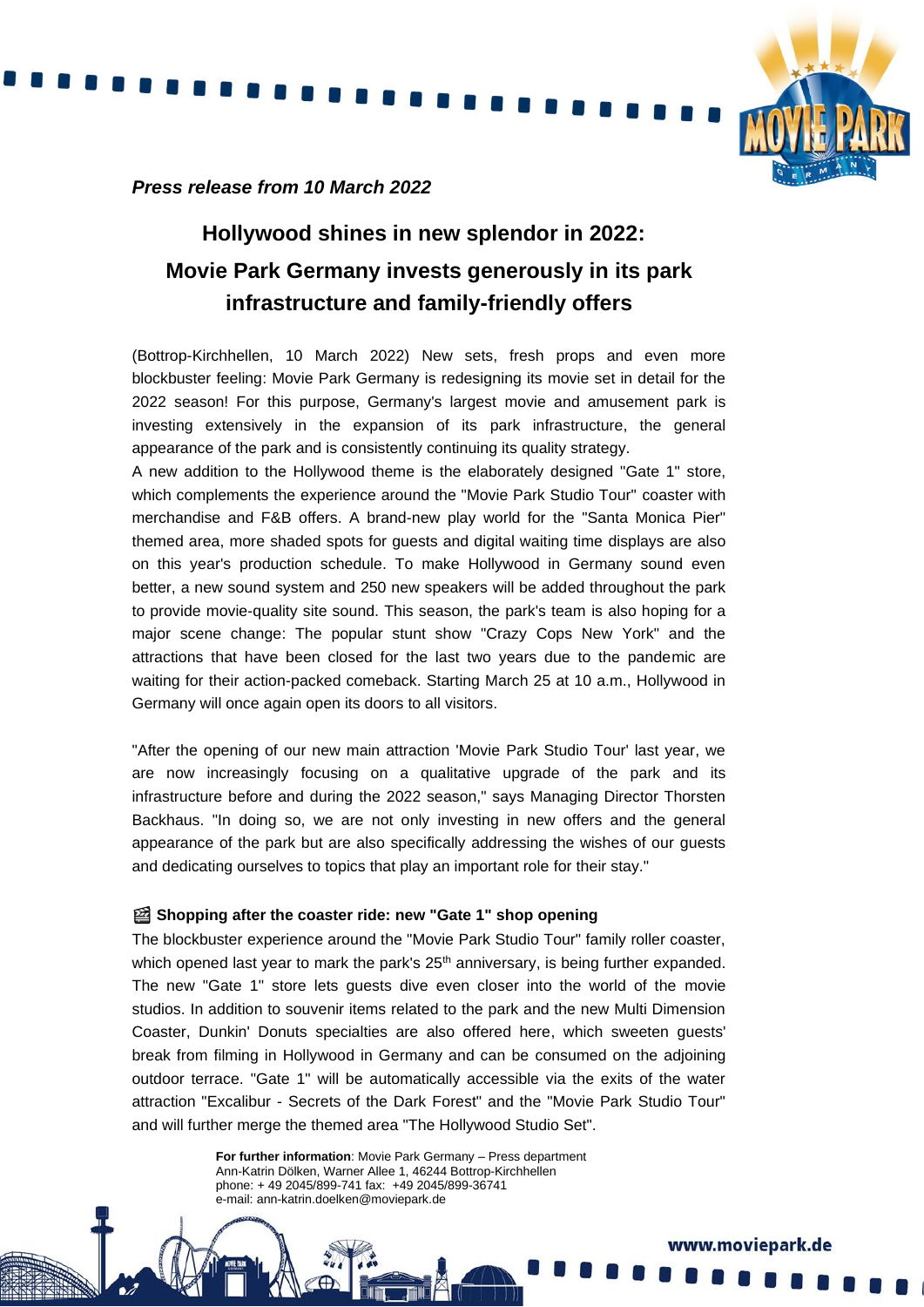*Press release from 10 March 2022*

# Hollywood shines in new splendor in 2022: Movie Park Germany invests generously in its park infrastructure and family-friendly offers

(Bottrop-Kirchhellen, 10 March 2022) New sets, fresh props and even more blockbuster feeling: Movie Park Germany is redesigning its movie set in detail for the 2022 season! For this purpose, Germany's largest movie and amusement park is investing extensively in the expansion of its park infrastructure, the general appearance of the park and is consistently continuing its quality strategy.
A new addition to the Hollywood theme is the elaborately designed "Gate 1" store, which complements the experience around the "Movie Park Studio Tour" coaster with merchandise and F&B offers. A brand-new play world for the "Santa Monica Pier" themed area, more shaded spots for guests and digital waiting time displays are also on this year's production schedule. To make Hollywood in Germany sound even better, a new sound system and 250 new speakers will be added throughout the park to provide movie-quality site sound. This season, the park's team is also hoping for a major scene change: The popular stunt show "Crazy Cops New York" and the attractions that have been closed for the last two years due to the pandemic are waiting for their action-packed comeback. Starting March 25 at 10 a.m., Hollywood in Germany will once again open its doors to all visitors.

"After the opening of our new main attraction 'Movie Park Studio Tour' last year, we are now increasingly focusing on a qualitative upgrade of the park and its infrastructure before and during the 2022 season," says Managing Director Thorsten Backhaus. "In doing so, we are not only investing in new offers and the general appearance of the park but are also specifically addressing the wishes of our guests and dedicating ourselves to topics that play an important role for their stay."

### 🎬 Shopping after the coaster ride: new "Gate 1" shop opening

The blockbuster experience around the "Movie Park Studio Tour" family roller coaster, which opened last year to mark the park's 25th anniversary, is being further expanded. The new "Gate 1" store lets guests dive even closer into the world of the movie studios. In addition to souvenir items related to the park and the new Multi Dimension Coaster, Dunkin' Donuts specialties are also offered here, which sweeten guests' break from filming in Hollywood in Germany and can be consumed on the adjoining outdoor terrace. "Gate 1" will be automatically accessible via the exits of the water attraction "Excalibur - Secrets of the Dark Forest" and the "Movie Park Studio Tour" and will further merge the themed area "The Hollywood Studio Set".

**For further information**: Movie Park Germany – Press department
Ann-Katrin Dölken, Warner Allee 1, 46244 Bottrop-Kirchhellen
phone: + 49 2045/899-741 fax: +49 2045/899-36741
e-mail: ann-katrin.doelken@moviepark.de

www.moviepark.de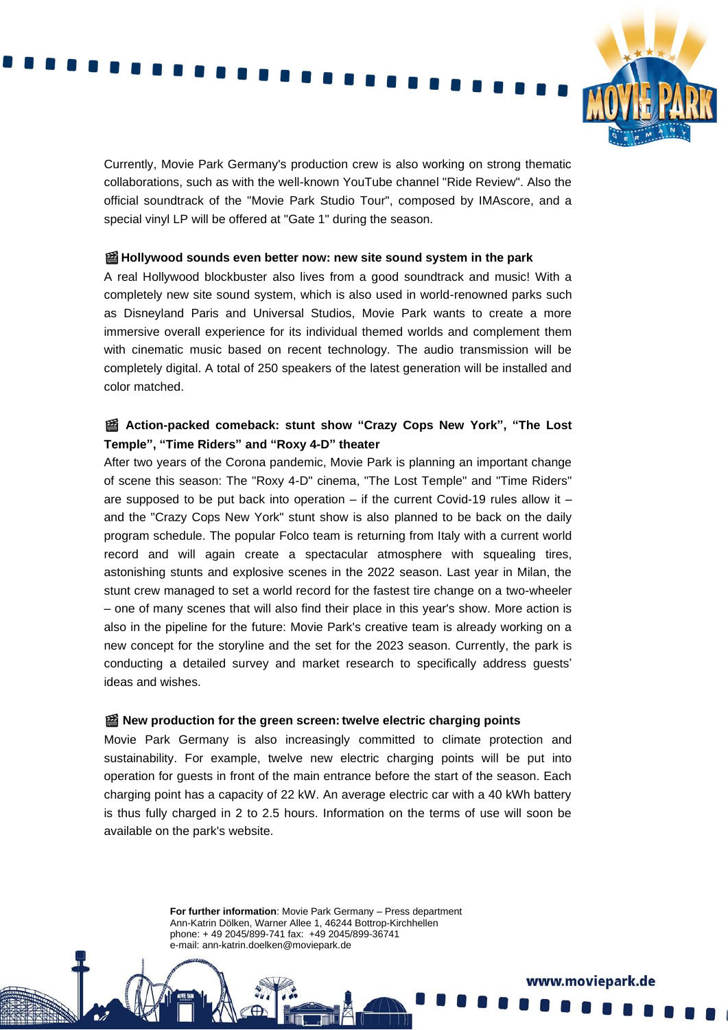Currently, Movie Park Germany's production crew is also working on strong thematic collaborations, such as with the well-known YouTube channel "Ride Review". Also the official soundtrack of the "Movie Park Studio Tour", composed by IMAscore, and a special vinyl LP will be offered at "Gate 1" during the season.

### 🎬 Hollywood sounds even better now: new site sound system in the park

A real Hollywood blockbuster also lives from a good soundtrack and music! With a completely new site sound system, which is also used in world-renowned parks such as Disneyland Paris and Universal Studios, Movie Park wants to create a more immersive overall experience for its individual themed worlds and complement them with cinematic music based on recent technology. The audio transmission will be completely digital. A total of 250 speakers of the latest generation will be installed and color matched.

### 🎬 Action-packed comeback: stunt show “Crazy Cops New York”, “The Lost Temple”, “Time Riders” and “Roxy 4-D” theater

After two years of the Corona pandemic, Movie Park is planning an important change of scene this season: The "Roxy 4-D" cinema, "The Lost Temple" and "Time Riders" are supposed to be put back into operation – if the current Covid-19 rules allow it – and the "Crazy Cops New York" stunt show is also planned to be back on the daily program schedule. The popular Folco team is returning from Italy with a current world record and will again create a spectacular atmosphere with squealing tires, astonishing stunts and explosive scenes in the 2022 season. Last year in Milan, the stunt crew managed to set a world record for the fastest tire change on a two-wheeler – one of many scenes that will also find their place in this year's show. More action is also in the pipeline for the future: Movie Park's creative team is already working on a new concept for the storyline and the set for the 2023 season. Currently, the park is conducting a detailed survey and market research to specifically address guests' ideas and wishes.

### 🎬 New production for the green screen: twelve electric charging points

Movie Park Germany is also increasingly committed to climate protection and sustainability. For example, twelve new electric charging points will be put into operation for guests in front of the main entrance before the start of the season. Each charging point has a capacity of 22 kW. An average electric car with a 40 kWh battery is thus fully charged in 2 to 2.5 hours. Information on the terms of use will soon be available on the park's website.

**For further information**: Movie Park Germany – Press department
Ann-Katrin Dölken, Warner Allee 1, 46244 Bottrop-Kirchhellen
phone: + 49 2045/899-741 fax: +49 2045/899-36741
e-mail: ann-katrin.doelken@moviepark.de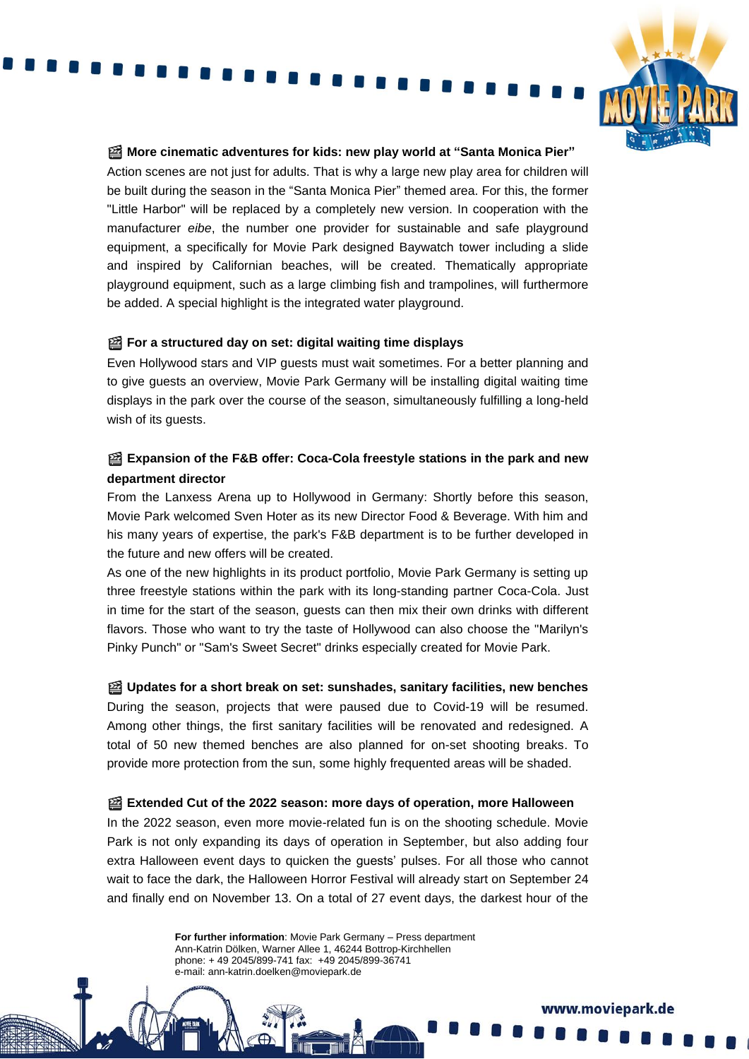### 🎬 More cinematic adventures for kids: new play world at “Santa Monica Pier”

Action scenes are not just for adults. That is why a large new play area for children will be built during the season in the “Santa Monica Pier” themed area. For this, the former "Little Harbor" will be replaced by a completely new version. In cooperation with the manufacturer *eibe*, the number one provider for sustainable and safe playground equipment, a specifically for Movie Park designed Baywatch tower including a slide and inspired by Californian beaches, will be created. Thematically appropriate playground equipment, such as a large climbing fish and trampolines, will furthermore be added. A special highlight is the integrated water playground.

### 🎬 For a structured day on set: digital waiting time displays

Even Hollywood stars and VIP guests must wait sometimes. For a better planning and to give guests an overview, Movie Park Germany will be installing digital waiting time displays in the park over the course of the season, simultaneously fulfilling a long-held wish of its guests.

### 🎬 Expansion of the F&B offer: Coca-Cola freestyle stations in the park and new department director

From the Lanxess Arena up to Hollywood in Germany: Shortly before this season, Movie Park welcomed Sven Hoter as its new Director Food & Beverage. With him and his many years of expertise, the park's F&B department is to be further developed in the future and new offers will be created.

As one of the new highlights in its product portfolio, Movie Park Germany is setting up three freestyle stations within the park with its long-standing partner Coca-Cola. Just in time for the start of the season, guests can then mix their own drinks with different flavors. Those who want to try the taste of Hollywood can also choose the "Marilyn's Pinky Punch" or "Sam's Sweet Secret" drinks especially created for Movie Park.

### 🎬 Updates for a short break on set: sunshades, sanitary facilities, new benches

During the season, projects that were paused due to Covid-19 will be resumed. Among other things, the first sanitary facilities will be renovated and redesigned. A total of 50 new themed benches are also planned for on-set shooting breaks. To provide more protection from the sun, some highly frequented areas will be shaded.

### 🎬 Extended Cut of the 2022 season: more days of operation, more Halloween

In the 2022 season, even more movie-related fun is on the shooting schedule. Movie Park is not only expanding its days of operation in September, but also adding four extra Halloween event days to quicken the guests’ pulses. For all those who cannot wait to face the dark, the Halloween Horror Festival will already start on September 24 and finally end on November 13. On a total of 27 event days, the darkest hour of the

**For further information**: Movie Park Germany – Press department
Ann-Katrin Dölken, Warner Allee 1, 46244 Bottrop-Kirchhellen
phone: + 49 2045/899-741 fax: +49 2045/899-36741
e-mail: ann-katrin.doelken@moviepark.de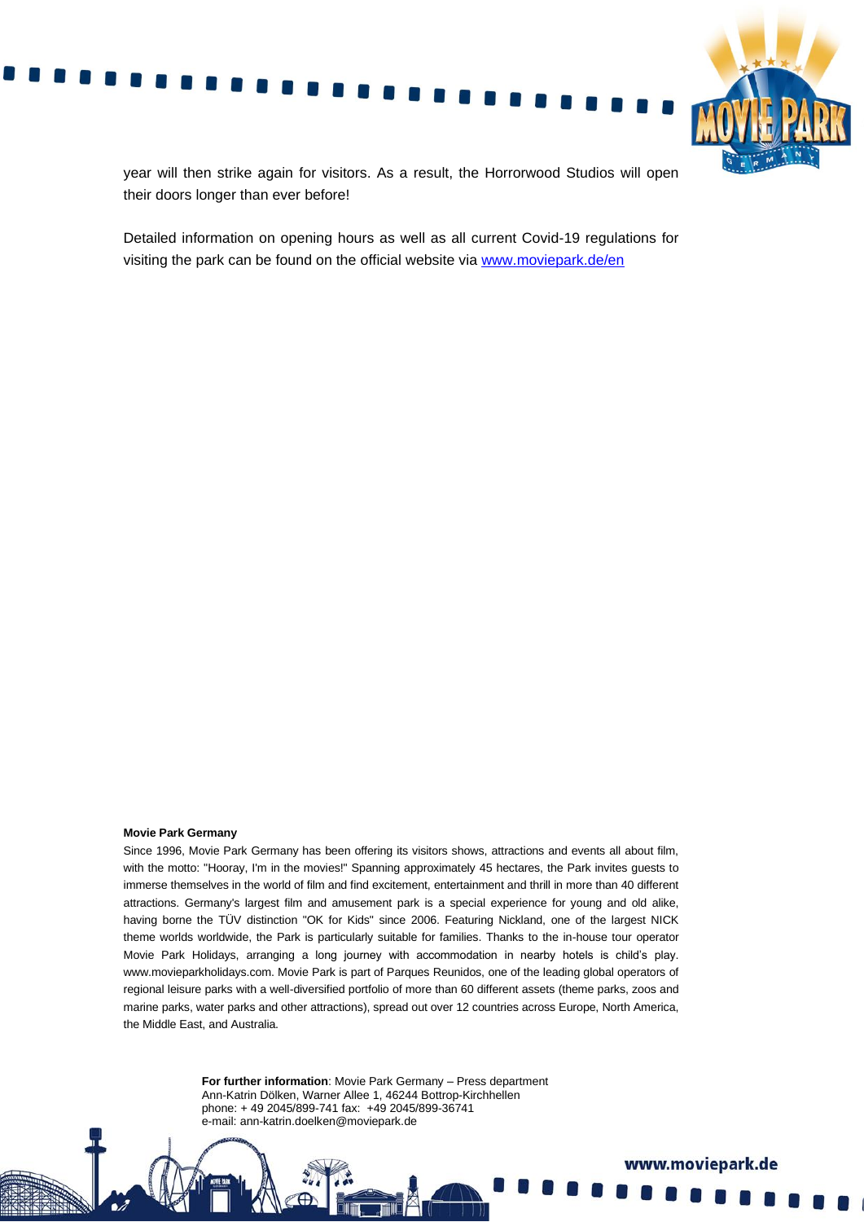year will then strike again for visitors. As a result, the Horrorwood Studios will open their doors longer than ever before!

Detailed information on opening hours as well as all current Covid-19 regulations for visiting the park can be found on the official website via [www.moviepark.de/en](http://www.moviepark.de/en)

**Movie Park Germany**

Since 1996, Movie Park Germany has been offering its visitors shows, attractions and events all about film, with the motto: "Hooray, I'm in the movies!" Spanning approximately 45 hectares, the Park invites guests to immerse themselves in the world of film and find excitement, entertainment and thrill in more than 40 different attractions. Germany's largest film and amusement park is a special experience for young and old alike, having borne the TÜV distinction "OK for Kids" since 2006. Featuring Nickland, one of the largest NICK theme worlds worldwide, the Park is particularly suitable for families. Thanks to the in-house tour operator Movie Park Holidays, arranging a long journey with accommodation in nearby hotels is child's play. www.movieparkholidays.com. Movie Park is part of Parques Reunidos, one of the leading global operators of regional leisure parks with a well-diversified portfolio of more than 60 different assets (theme parks, zoos and marine parks, water parks and other attractions), spread out over 12 countries across Europe, North America, the Middle East, and Australia.

**For further information**: Movie Park Germany – Press department
Ann-Katrin Dölken, Warner Allee 1, 46244 Bottrop-Kirchhellen
phone: + 49 2045/899-741 fax: +49 2045/899-36741
e-mail: ann-katrin.doelken@moviepark.de